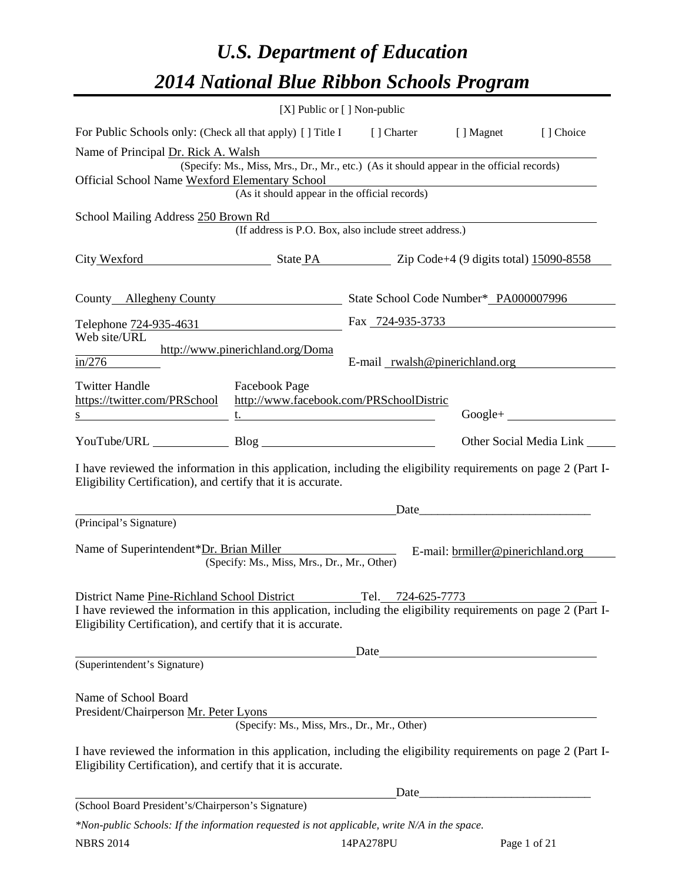# U.S. Department of Education

# 2014 National Blue Ribbon Schools Program

[X] Public or [ ] Non-public

For Public Schools only: (Check all that apply) [ ] Title I [ ] Charter [ ] Magnet [ ] Choice

Name of Principal Dr. Rick A. Walsh
(Specify: Ms., Miss, Mrs., Dr., Mr., etc.) (As it should appear in the official records)

Official School Name Wexford Elementary School
(As it should appear in the official records)

School Mailing Address 250 Brown Rd
(If address is P.O. Box, also include street address.)

City Wexford State PA Zip Code+4 (9 digits total) 15090-8558

County Allegheny County State School Code Number* PA000007996

Telephone 724-935-4631 Fax 724-935-3733

Web site/URL http://www.pinerichland.org/Domain/276 E-mail rwalsh@pinerichland.org

Twitter Handle https://twitter.com/PRSchools Facebook Page http://www.facebook.com/PRSchoolDistrict Google+

YouTube/URL Blog Other Social Media Link

I have reviewed the information in this application, including the eligibility requirements on page 2 (Part I-Eligibility Certification), and certify that it is accurate.

Date____________________________
(Principal's Signature)

Name of Superintendent*Dr. Brian Miller E-mail: brmiller@pinerichland.org
(Specify: Ms., Miss, Mrs., Dr., Mr., Other)

District Name Pine-Richland School District Tel. 724-625-7773

I have reviewed the information in this application, including the eligibility requirements on page 2 (Part I-Eligibility Certification), and certify that it is accurate.

Date
(Superintendent's Signature)

Name of School Board President/Chairperson Mr. Peter Lyons
(Specify: Ms., Miss, Mrs., Dr., Mr., Other)

I have reviewed the information in this application, including the eligibility requirements on page 2 (Part I-Eligibility Certification), and certify that it is accurate.

Date____________________________
(School Board President's/Chairperson's Signature)

*\*Non-public Schools: If the information requested is not applicable, write N/A in the space.*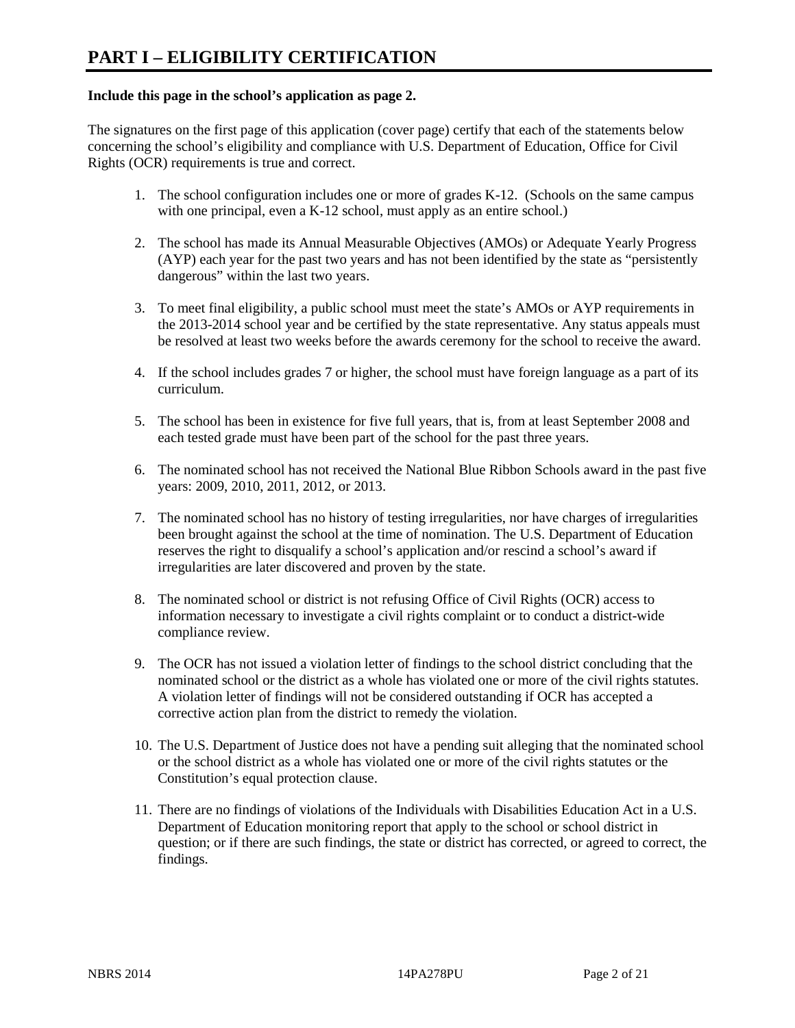# PART I – ELIGIBILITY CERTIFICATION

**Include this page in the school's application as page 2.**

The signatures on the first page of this application (cover page) certify that each of the statements below concerning the school's eligibility and compliance with U.S. Department of Education, Office for Civil Rights (OCR) requirements is true and correct.

1. The school configuration includes one or more of grades K-12. (Schools on the same campus with one principal, even a K-12 school, must apply as an entire school.)

2. The school has made its Annual Measurable Objectives (AMOs) or Adequate Yearly Progress (AYP) each year for the past two years and has not been identified by the state as "persistently dangerous" within the last two years.

3. To meet final eligibility, a public school must meet the state's AMOs or AYP requirements in the 2013-2014 school year and be certified by the state representative. Any status appeals must be resolved at least two weeks before the awards ceremony for the school to receive the award.

4. If the school includes grades 7 or higher, the school must have foreign language as a part of its curriculum.

5. The school has been in existence for five full years, that is, from at least September 2008 and each tested grade must have been part of the school for the past three years.

6. The nominated school has not received the National Blue Ribbon Schools award in the past five years: 2009, 2010, 2011, 2012, or 2013.

7. The nominated school has no history of testing irregularities, nor have charges of irregularities been brought against the school at the time of nomination. The U.S. Department of Education reserves the right to disqualify a school's application and/or rescind a school's award if irregularities are later discovered and proven by the state.

8. The nominated school or district is not refusing Office of Civil Rights (OCR) access to information necessary to investigate a civil rights complaint or to conduct a district-wide compliance review.

9. The OCR has not issued a violation letter of findings to the school district concluding that the nominated school or the district as a whole has violated one or more of the civil rights statutes. A violation letter of findings will not be considered outstanding if OCR has accepted a corrective action plan from the district to remedy the violation.

10. The U.S. Department of Justice does not have a pending suit alleging that the nominated school or the school district as a whole has violated one or more of the civil rights statutes or the Constitution's equal protection clause.

11. There are no findings of violations of the Individuals with Disabilities Education Act in a U.S. Department of Education monitoring report that apply to the school or school district in question; or if there are such findings, the state or district has corrected, or agreed to correct, the findings.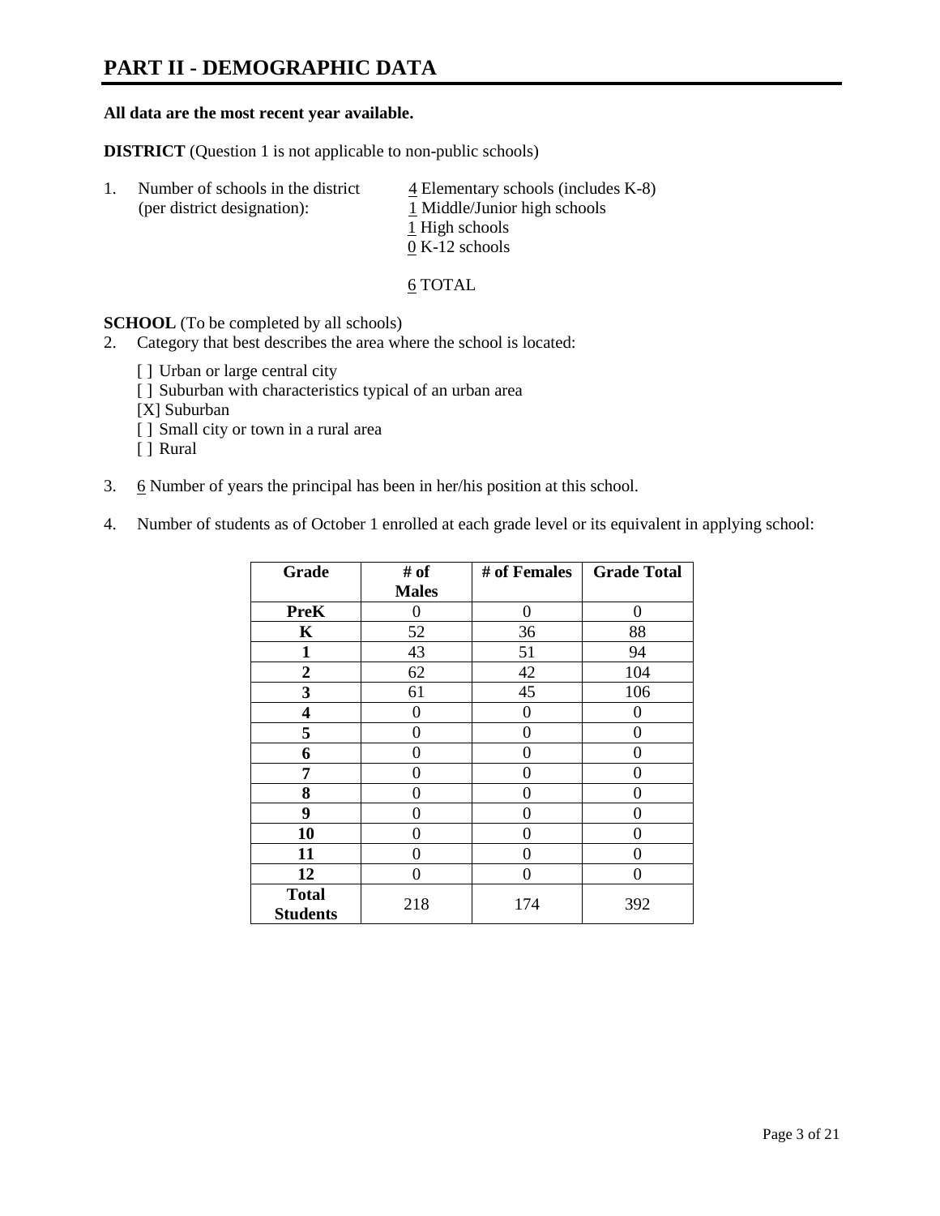# PART II - DEMOGRAPHIC DATA

**All data are the most recent year available.**

**DISTRICT** (Question 1 is not applicable to non-public schools)

1. Number of schools in the district (per district designation):
   4 Elementary schools (includes K-8)
   1 Middle/Junior high schools
   1 High schools
   0 K-12 schools

   6 TOTAL

**SCHOOL** (To be completed by all schools)

2. Category that best describes the area where the school is located:

   [ ] Urban or large central city
   [ ] Suburban with characteristics typical of an urban area
   [X] Suburban
   [ ] Small city or town in a rural area
   [ ] Rural

3. 6 Number of years the principal has been in her/his position at this school.

4. Number of students as of October 1 enrolled at each grade level or its equivalent in applying school:

| Grade | # of Males | # of Females | Grade Total |
|---|---|---|---|
| **PreK** | 0 | 0 | 0 |
| **K** | 52 | 36 | 88 |
| **1** | 43 | 51 | 94 |
| **2** | 62 | 42 | 104 |
| **3** | 61 | 45 | 106 |
| **4** | 0 | 0 | 0 |
| **5** | 0 | 0 | 0 |
| **6** | 0 | 0 | 0 |
| **7** | 0 | 0 | 0 |
| **8** | 0 | 0 | 0 |
| **9** | 0 | 0 | 0 |
| **10** | 0 | 0 | 0 |
| **11** | 0 | 0 | 0 |
| **12** | 0 | 0 | 0 |
| **Total Students** | 218 | 174 | 392 |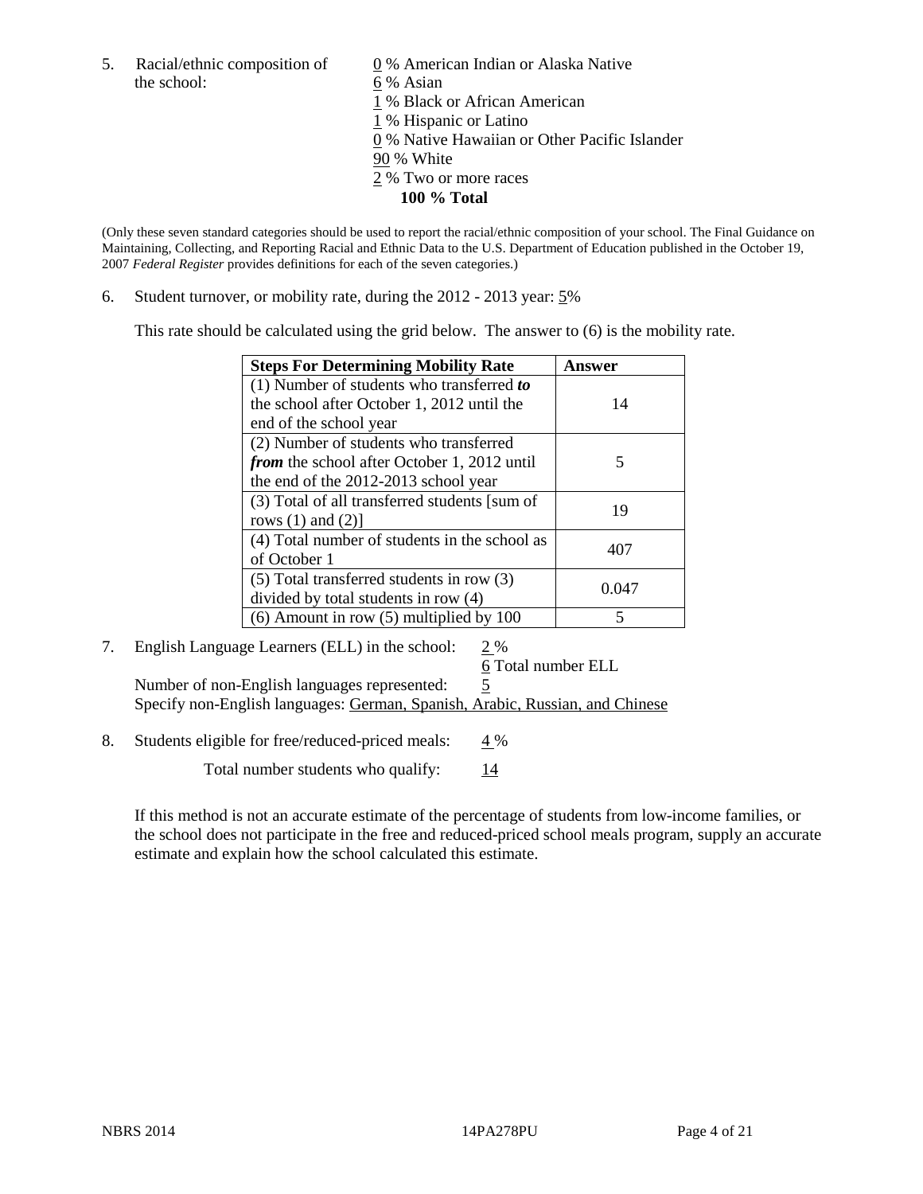5. Racial/ethnic composition of the school:

0 % American Indian or Alaska Native
6 % Asian
1 % Black or African American
1 % Hispanic or Latino
0 % Native Hawaiian or Other Pacific Islander
90 % White
2 % Two or more races
**100 % Total**

(Only these seven standard categories should be used to report the racial/ethnic composition of your school. The Final Guidance on Maintaining, Collecting, and Reporting Racial and Ethnic Data to the U.S. Department of Education published in the October 19, 2007 *Federal Register* provides definitions for each of the seven categories.)

6. Student turnover, or mobility rate, during the 2012 - 2013 year: 5%

This rate should be calculated using the grid below. The answer to (6) is the mobility rate.

| **Steps For Determining Mobility Rate** | **Answer** |
|---|---|
| (1) Number of students who transferred ***to*** the school after October 1, 2012 until the end of the school year | 14 |
| (2) Number of students who transferred ***from*** the school after October 1, 2012 until the end of the 2012-2013 school year | 5 |
| (3) Total of all transferred students [sum of rows (1) and (2)] | 19 |
| (4) Total number of students in the school as of October 1 | 407 |
| (5) Total transferred students in row (3) divided by total students in row (4) | 0.047 |
| (6) Amount in row (5) multiplied by 100 | 5 |

7. English Language Learners (ELL) in the school: 2 %
6 Total number ELL
Number of non-English languages represented: 5
Specify non-English languages: German, Spanish, Arabic, Russian, and Chinese

8. Students eligible for free/reduced-priced meals: 4 %
Total number students who qualify: 14

If this method is not an accurate estimate of the percentage of students from low-income families, or the school does not participate in the free and reduced-priced school meals program, supply an accurate estimate and explain how the school calculated this estimate.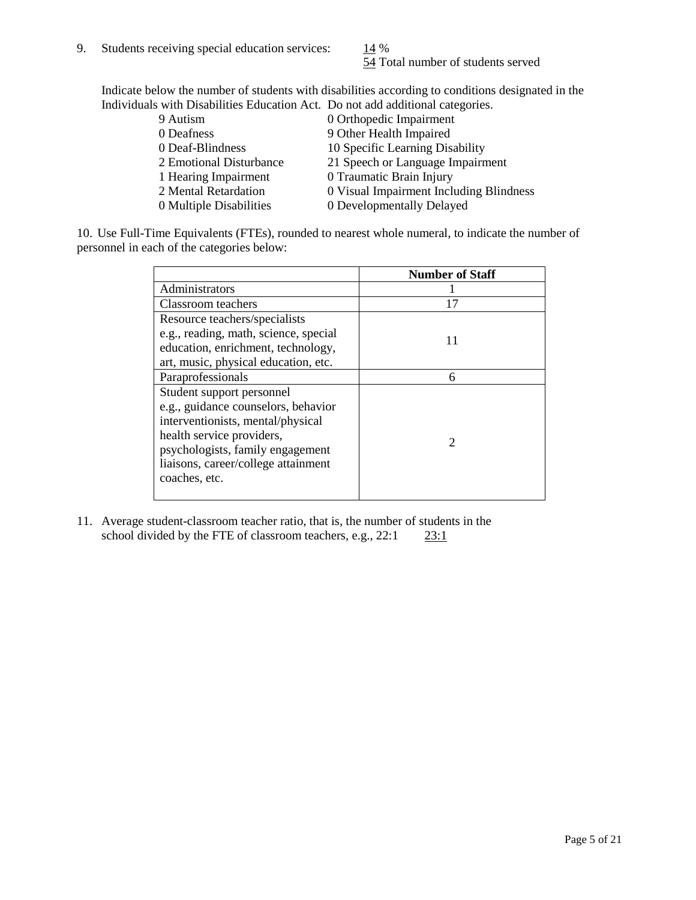9. Students receiving special education services: 14 %
   54 Total number of students served

Indicate below the number of students with disabilities according to conditions designated in the Individuals with Disabilities Education Act. Do not add additional categories.

| | |
|---|---|
| 9 Autism | 0 Orthopedic Impairment |
| 0 Deafness | 9 Other Health Impaired |
| 0 Deaf-Blindness | 10 Specific Learning Disability |
| 2 Emotional Disturbance | 21 Speech or Language Impairment |
| 1 Hearing Impairment | 0 Traumatic Brain Injury |
| 2 Mental Retardation | 0 Visual Impairment Including Blindness |
| 0 Multiple Disabilities | 0 Developmentally Delayed |

10. Use Full-Time Equivalents (FTEs), rounded to nearest whole numeral, to indicate the number of personnel in each of the categories below:

| | Number of Staff |
|---|---|
| Administrators | 1 |
| Classroom teachers | 17 |
| Resource teachers/specialists e.g., reading, math, science, special education, enrichment, technology, art, music, physical education, etc. | 11 |
| Paraprofessionals | 6 |
| Student support personnel e.g., guidance counselors, behavior interventionists, mental/physical health service providers, psychologists, family engagement liaisons, career/college attainment coaches, etc. | 2 |

11. Average student-classroom teacher ratio, that is, the number of students in the school divided by the FTE of classroom teachers, e.g., 22:1 23:1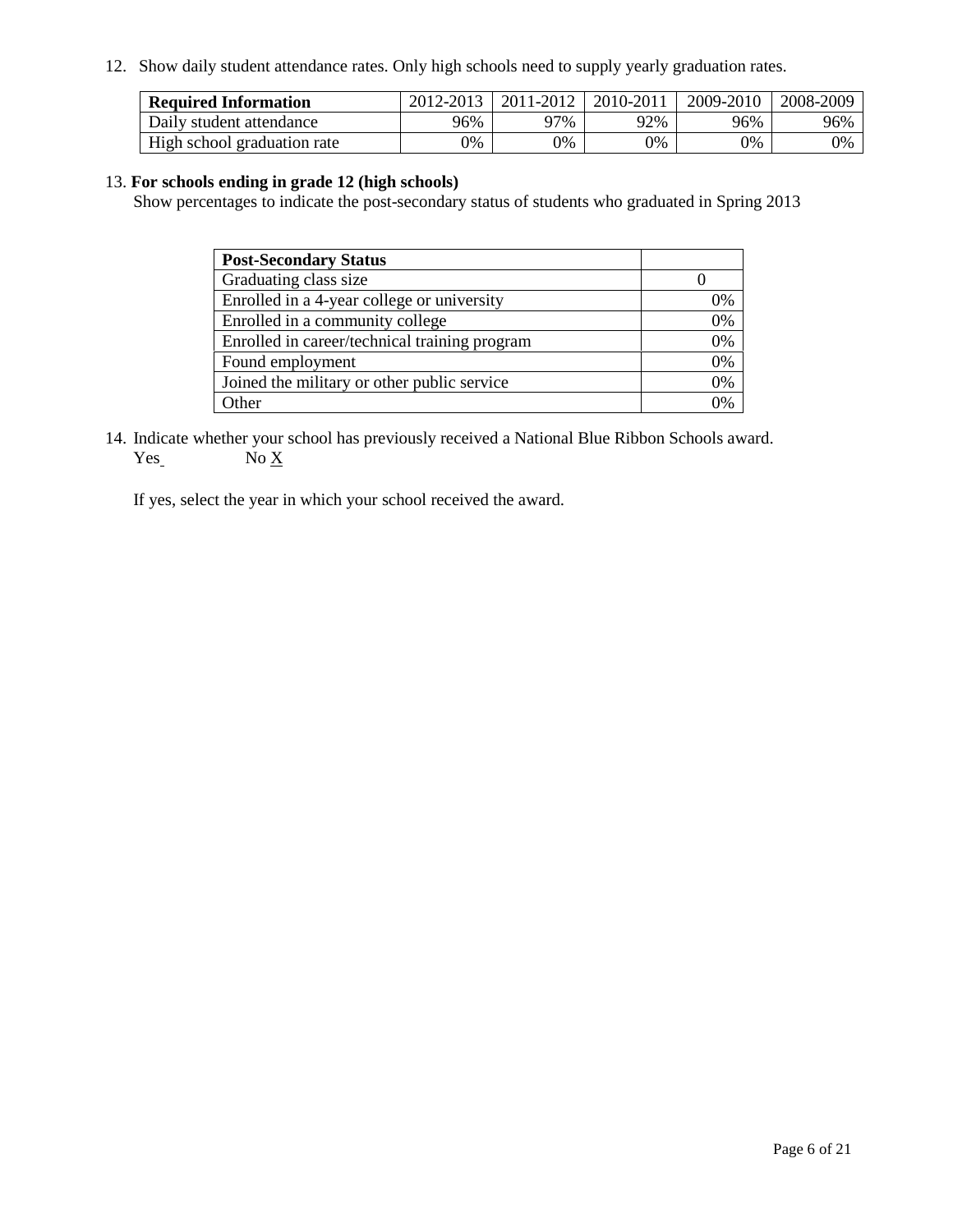12. Show daily student attendance rates. Only high schools need to supply yearly graduation rates.

| Required Information | 2012-2013 | 2011-2012 | 2010-2011 | 2009-2010 | 2008-2009 |
|---|---|---|---|---|---|
| Daily student attendance | 96% | 97% | 92% | 96% | 96% |
| High school graduation rate | 0% | 0% | 0% | 0% | 0% |

13. **For schools ending in grade 12 (high schools)**
Show percentages to indicate the post-secondary status of students who graduated in Spring 2013

| Post-Secondary Status | |
|---|---|
| Graduating class size | 0 |
| Enrolled in a 4-year college or university | 0% |
| Enrolled in a community college | 0% |
| Enrolled in career/technical training program | 0% |
| Found employment | 0% |
| Joined the military or other public service | 0% |
| Other | 0% |

14. Indicate whether your school has previously received a National Blue Ribbon Schools award.
Yes No X

If yes, select the year in which your school received the award.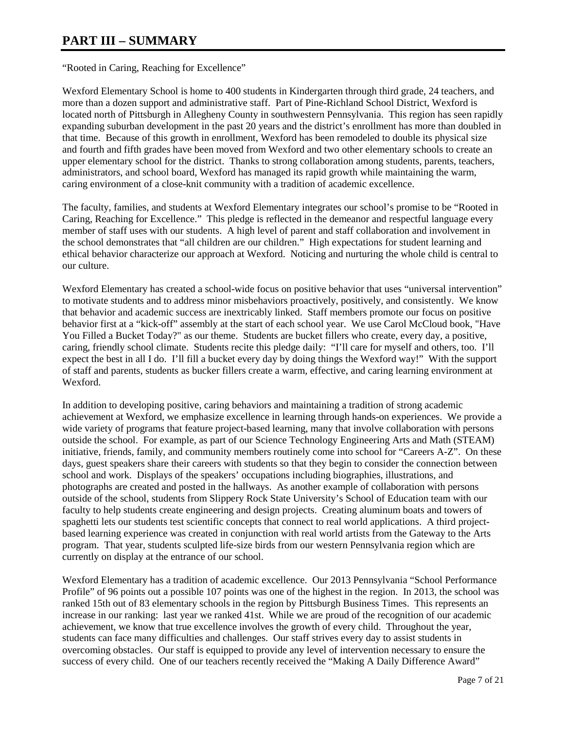# PART III – SUMMARY

"Rooted in Caring, Reaching for Excellence"

Wexford Elementary School is home to 400 students in Kindergarten through third grade, 24 teachers, and more than a dozen support and administrative staff. Part of Pine-Richland School District, Wexford is located north of Pittsburgh in Allegheny County in southwestern Pennsylvania. This region has seen rapidly expanding suburban development in the past 20 years and the district's enrollment has more than doubled in that time. Because of this growth in enrollment, Wexford has been remodeled to double its physical size and fourth and fifth grades have been moved from Wexford and two other elementary schools to create an upper elementary school for the district. Thanks to strong collaboration among students, parents, teachers, administrators, and school board, Wexford has managed its rapid growth while maintaining the warm, caring environment of a close-knit community with a tradition of academic excellence.

The faculty, families, and students at Wexford Elementary integrates our school's promise to be "Rooted in Caring, Reaching for Excellence." This pledge is reflected in the demeanor and respectful language every member of staff uses with our students. A high level of parent and staff collaboration and involvement in the school demonstrates that "all children are our children." High expectations for student learning and ethical behavior characterize our approach at Wexford. Noticing and nurturing the whole child is central to our culture.

Wexford Elementary has created a school-wide focus on positive behavior that uses "universal intervention" to motivate students and to address minor misbehaviors proactively, positively, and consistently. We know that behavior and academic success are inextricably linked. Staff members promote our focus on positive behavior first at a "kick-off" assembly at the start of each school year. We use Carol McCloud book, "Have You Filled a Bucket Today?" as our theme. Students are bucket fillers who create, every day, a positive, caring, friendly school climate. Students recite this pledge daily: "I'll care for myself and others, too. I'll expect the best in all I do. I'll fill a bucket every day by doing things the Wexford way!" With the support of staff and parents, students as bucker fillers create a warm, effective, and caring learning environment at Wexford.

In addition to developing positive, caring behaviors and maintaining a tradition of strong academic achievement at Wexford, we emphasize excellence in learning through hands-on experiences. We provide a wide variety of programs that feature project-based learning, many that involve collaboration with persons outside the school. For example, as part of our Science Technology Engineering Arts and Math (STEAM) initiative, friends, family, and community members routinely come into school for "Careers A-Z". On these days, guest speakers share their careers with students so that they begin to consider the connection between school and work. Displays of the speakers' occupations including biographies, illustrations, and photographs are created and posted in the hallways. As another example of collaboration with persons outside of the school, students from Slippery Rock State University's School of Education team with our faculty to help students create engineering and design projects. Creating aluminum boats and towers of spaghetti lets our students test scientific concepts that connect to real world applications. A third project-based learning experience was created in conjunction with real world artists from the Gateway to the Arts program. That year, students sculpted life-size birds from our western Pennsylvania region which are currently on display at the entrance of our school.

Wexford Elementary has a tradition of academic excellence. Our 2013 Pennsylvania "School Performance Profile" of 96 points out a possible 107 points was one of the highest in the region. In 2013, the school was ranked 15th out of 83 elementary schools in the region by Pittsburgh Business Times. This represents an increase in our ranking: last year we ranked 41st. While we are proud of the recognition of our academic achievement, we know that true excellence involves the growth of every child. Throughout the year, students can face many difficulties and challenges. Our staff strives every day to assist students in overcoming obstacles. Our staff is equipped to provide any level of intervention necessary to ensure the success of every child. One of our teachers recently received the "Making A Daily Difference Award"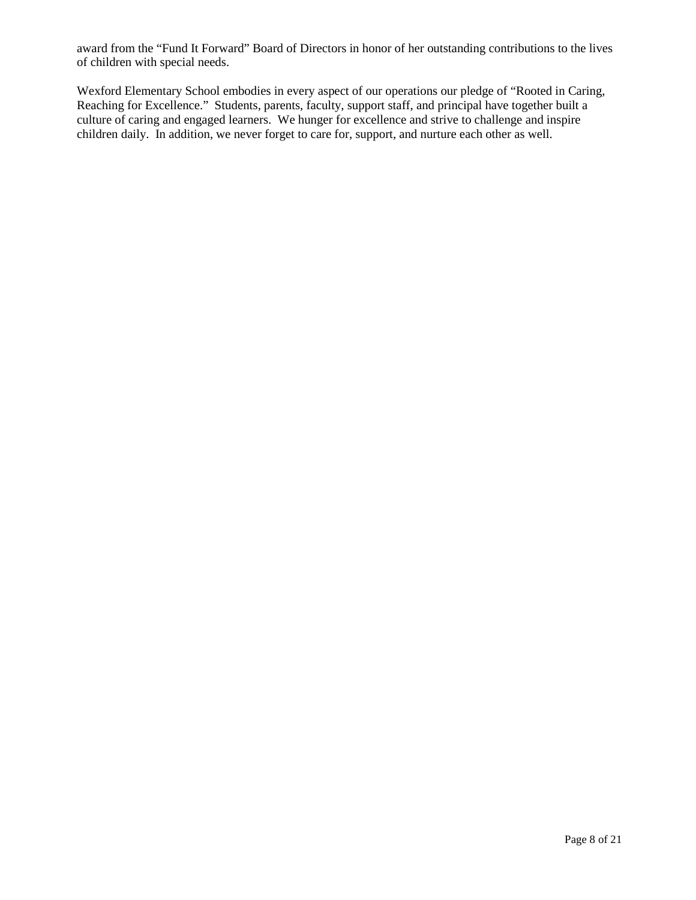award from the "Fund It Forward" Board of Directors in honor of her outstanding contributions to the lives of children with special needs.

Wexford Elementary School embodies in every aspect of our operations our pledge of "Rooted in Caring, Reaching for Excellence." Students, parents, faculty, support staff, and principal have together built a culture of caring and engaged learners. We hunger for excellence and strive to challenge and inspire children daily. In addition, we never forget to care for, support, and nurture each other as well.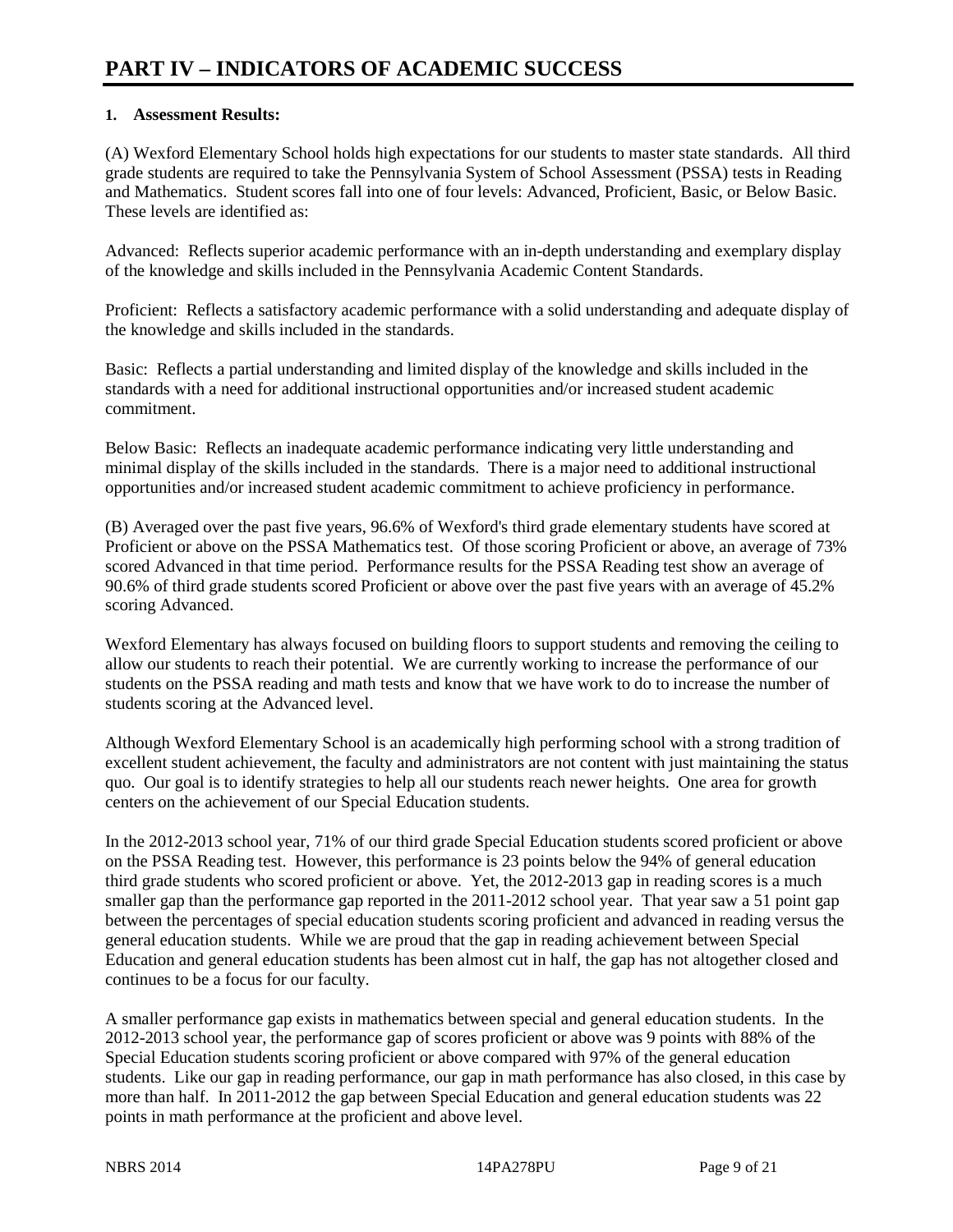# PART IV – INDICATORS OF ACADEMIC SUCCESS

## 1. Assessment Results:

(A) Wexford Elementary School holds high expectations for our students to master state standards. All third grade students are required to take the Pennsylvania System of School Assessment (PSSA) tests in Reading and Mathematics. Student scores fall into one of four levels: Advanced, Proficient, Basic, or Below Basic. These levels are identified as:

Advanced: Reflects superior academic performance with an in-depth understanding and exemplary display of the knowledge and skills included in the Pennsylvania Academic Content Standards.

Proficient: Reflects a satisfactory academic performance with a solid understanding and adequate display of the knowledge and skills included in the standards.

Basic: Reflects a partial understanding and limited display of the knowledge and skills included in the standards with a need for additional instructional opportunities and/or increased student academic commitment.

Below Basic: Reflects an inadequate academic performance indicating very little understanding and minimal display of the skills included in the standards. There is a major need to additional instructional opportunities and/or increased student academic commitment to achieve proficiency in performance.

(B) Averaged over the past five years, 96.6% of Wexford's third grade elementary students have scored at Proficient or above on the PSSA Mathematics test. Of those scoring Proficient or above, an average of 73% scored Advanced in that time period. Performance results for the PSSA Reading test show an average of 90.6% of third grade students scored Proficient or above over the past five years with an average of 45.2% scoring Advanced.

Wexford Elementary has always focused on building floors to support students and removing the ceiling to allow our students to reach their potential. We are currently working to increase the performance of our students on the PSSA reading and math tests and know that we have work to do to increase the number of students scoring at the Advanced level.

Although Wexford Elementary School is an academically high performing school with a strong tradition of excellent student achievement, the faculty and administrators are not content with just maintaining the status quo. Our goal is to identify strategies to help all our students reach newer heights. One area for growth centers on the achievement of our Special Education students.

In the 2012-2013 school year, 71% of our third grade Special Education students scored proficient or above on the PSSA Reading test. However, this performance is 23 points below the 94% of general education third grade students who scored proficient or above. Yet, the 2012-2013 gap in reading scores is a much smaller gap than the performance gap reported in the 2011-2012 school year. That year saw a 51 point gap between the percentages of special education students scoring proficient and advanced in reading versus the general education students. While we are proud that the gap in reading achievement between Special Education and general education students has been almost cut in half, the gap has not altogether closed and continues to be a focus for our faculty.

A smaller performance gap exists in mathematics between special and general education students. In the 2012-2013 school year, the performance gap of scores proficient or above was 9 points with 88% of the Special Education students scoring proficient or above compared with 97% of the general education students. Like our gap in reading performance, our gap in math performance has also closed, in this case by more than half. In 2011-2012 the gap between Special Education and general education students was 22 points in math performance at the proficient and above level.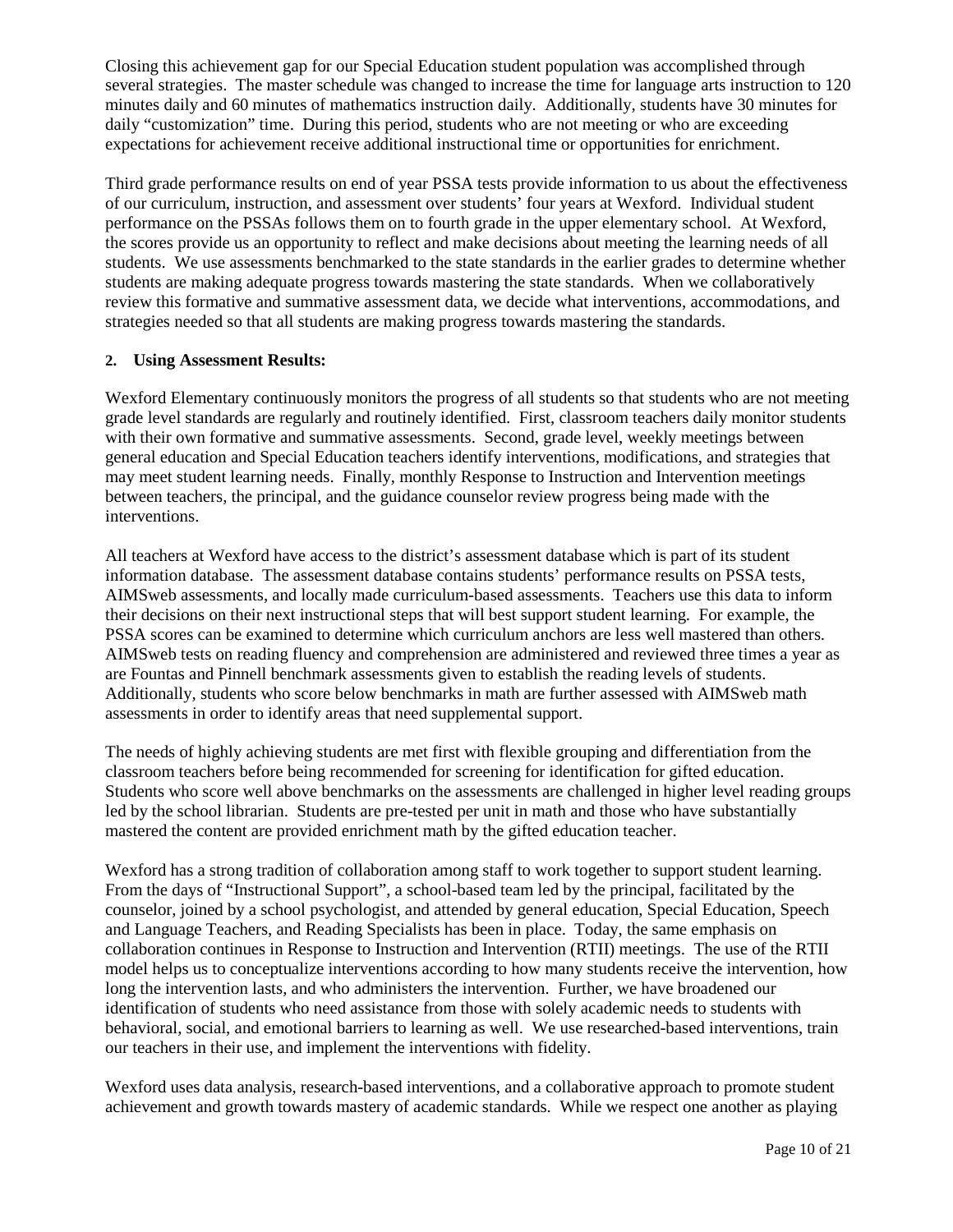Closing this achievement gap for our Special Education student population was accomplished through several strategies. The master schedule was changed to increase the time for language arts instruction to 120 minutes daily and 60 minutes of mathematics instruction daily. Additionally, students have 30 minutes for daily "customization" time. During this period, students who are not meeting or who are exceeding expectations for achievement receive additional instructional time or opportunities for enrichment.

Third grade performance results on end of year PSSA tests provide information to us about the effectiveness of our curriculum, instruction, and assessment over students' four years at Wexford. Individual student performance on the PSSAs follows them on to fourth grade in the upper elementary school. At Wexford, the scores provide us an opportunity to reflect and make decisions about meeting the learning needs of all students. We use assessments benchmarked to the state standards in the earlier grades to determine whether students are making adequate progress towards mastering the state standards. When we collaboratively review this formative and summative assessment data, we decide what interventions, accommodations, and strategies needed so that all students are making progress towards mastering the standards.

**2. Using Assessment Results:**

Wexford Elementary continuously monitors the progress of all students so that students who are not meeting grade level standards are regularly and routinely identified. First, classroom teachers daily monitor students with their own formative and summative assessments. Second, grade level, weekly meetings between general education and Special Education teachers identify interventions, modifications, and strategies that may meet student learning needs. Finally, monthly Response to Instruction and Intervention meetings between teachers, the principal, and the guidance counselor review progress being made with the interventions.

All teachers at Wexford have access to the district's assessment database which is part of its student information database. The assessment database contains students' performance results on PSSA tests, AIMSweb assessments, and locally made curriculum-based assessments. Teachers use this data to inform their decisions on their next instructional steps that will best support student learning. For example, the PSSA scores can be examined to determine which curriculum anchors are less well mastered than others. AIMSweb tests on reading fluency and comprehension are administered and reviewed three times a year as are Fountas and Pinnell benchmark assessments given to establish the reading levels of students. Additionally, students who score below benchmarks in math are further assessed with AIMSweb math assessments in order to identify areas that need supplemental support.

The needs of highly achieving students are met first with flexible grouping and differentiation from the classroom teachers before being recommended for screening for identification for gifted education. Students who score well above benchmarks on the assessments are challenged in higher level reading groups led by the school librarian. Students are pre-tested per unit in math and those who have substantially mastered the content are provided enrichment math by the gifted education teacher.

Wexford has a strong tradition of collaboration among staff to work together to support student learning. From the days of "Instructional Support", a school-based team led by the principal, facilitated by the counselor, joined by a school psychologist, and attended by general education, Special Education, Speech and Language Teachers, and Reading Specialists has been in place. Today, the same emphasis on collaboration continues in Response to Instruction and Intervention (RTII) meetings. The use of the RTII model helps us to conceptualize interventions according to how many students receive the intervention, how long the intervention lasts, and who administers the intervention. Further, we have broadened our identification of students who need assistance from those with solely academic needs to students with behavioral, social, and emotional barriers to learning as well. We use researched-based interventions, train our teachers in their use, and implement the interventions with fidelity.

Wexford uses data analysis, research-based interventions, and a collaborative approach to promote student achievement and growth towards mastery of academic standards. While we respect one another as playing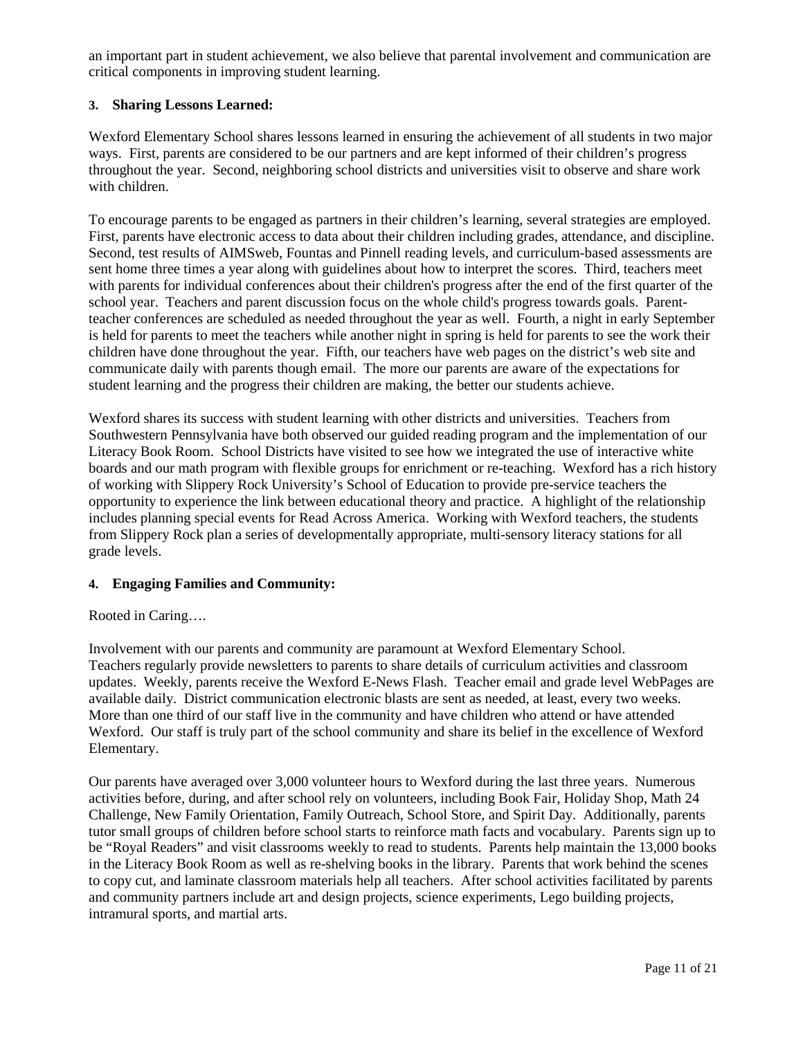an important part in student achievement, we also believe that parental involvement and communication are critical components in improving student learning.

### 3. Sharing Lessons Learned:

Wexford Elementary School shares lessons learned in ensuring the achievement of all students in two major ways. First, parents are considered to be our partners and are kept informed of their children's progress throughout the year. Second, neighboring school districts and universities visit to observe and share work with children.

To encourage parents to be engaged as partners in their children's learning, several strategies are employed. First, parents have electronic access to data about their children including grades, attendance, and discipline. Second, test results of AIMSweb, Fountas and Pinnell reading levels, and curriculum-based assessments are sent home three times a year along with guidelines about how to interpret the scores. Third, teachers meet with parents for individual conferences about their children's progress after the end of the first quarter of the school year. Teachers and parent discussion focus on the whole child's progress towards goals. Parent-teacher conferences are scheduled as needed throughout the year as well. Fourth, a night in early September is held for parents to meet the teachers while another night in spring is held for parents to see the work their children have done throughout the year. Fifth, our teachers have web pages on the district's web site and communicate daily with parents though email. The more our parents are aware of the expectations for student learning and the progress their children are making, the better our students achieve.

Wexford shares its success with student learning with other districts and universities. Teachers from Southwestern Pennsylvania have both observed our guided reading program and the implementation of our Literacy Book Room. School Districts have visited to see how we integrated the use of interactive white boards and our math program with flexible groups for enrichment or re-teaching. Wexford has a rich history of working with Slippery Rock University's School of Education to provide pre-service teachers the opportunity to experience the link between educational theory and practice. A highlight of the relationship includes planning special events for Read Across America. Working with Wexford teachers, the students from Slippery Rock plan a series of developmentally appropriate, multi-sensory literacy stations for all grade levels.

### 4. Engaging Families and Community:

Rooted in Caring….

Involvement with our parents and community are paramount at Wexford Elementary School. Teachers regularly provide newsletters to parents to share details of curriculum activities and classroom updates. Weekly, parents receive the Wexford E-News Flash. Teacher email and grade level WebPages are available daily. District communication electronic blasts are sent as needed, at least, every two weeks. More than one third of our staff live in the community and have children who attend or have attended Wexford. Our staff is truly part of the school community and share its belief in the excellence of Wexford Elementary.

Our parents have averaged over 3,000 volunteer hours to Wexford during the last three years. Numerous activities before, during, and after school rely on volunteers, including Book Fair, Holiday Shop, Math 24 Challenge, New Family Orientation, Family Outreach, School Store, and Spirit Day. Additionally, parents tutor small groups of children before school starts to reinforce math facts and vocabulary. Parents sign up to be "Royal Readers" and visit classrooms weekly to read to students. Parents help maintain the 13,000 books in the Literacy Book Room as well as re-shelving books in the library. Parents that work behind the scenes to copy cut, and laminate classroom materials help all teachers. After school activities facilitated by parents and community partners include art and design projects, science experiments, Lego building projects, intramural sports, and martial arts.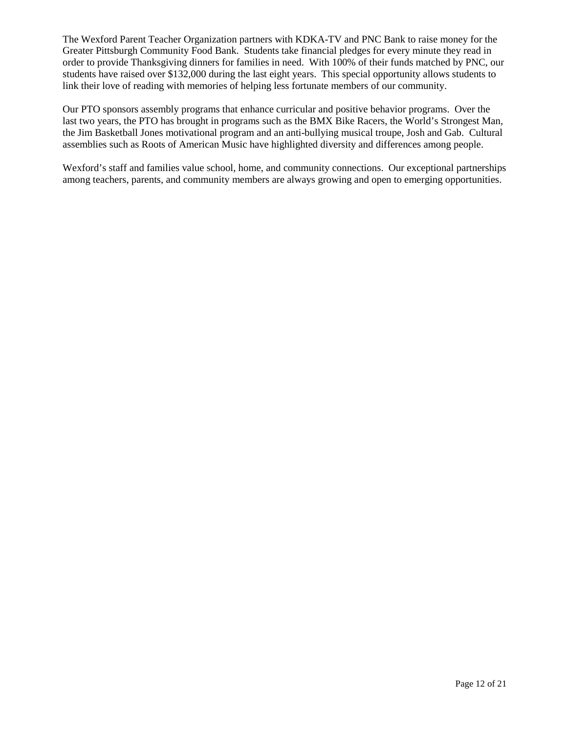The Wexford Parent Teacher Organization partners with KDKA-TV and PNC Bank to raise money for the Greater Pittsburgh Community Food Bank. Students take financial pledges for every minute they read in order to provide Thanksgiving dinners for families in need. With 100% of their funds matched by PNC, our students have raised over $132,000 during the last eight years. This special opportunity allows students to link their love of reading with memories of helping less fortunate members of our community.

Our PTO sponsors assembly programs that enhance curricular and positive behavior programs. Over the last two years, the PTO has brought in programs such as the BMX Bike Racers, the World's Strongest Man, the Jim Basketball Jones motivational program and an anti-bullying musical troupe, Josh and Gab. Cultural assemblies such as Roots of American Music have highlighted diversity and differences among people.

Wexford's staff and families value school, home, and community connections. Our exceptional partnerships among teachers, parents, and community members are always growing and open to emerging opportunities.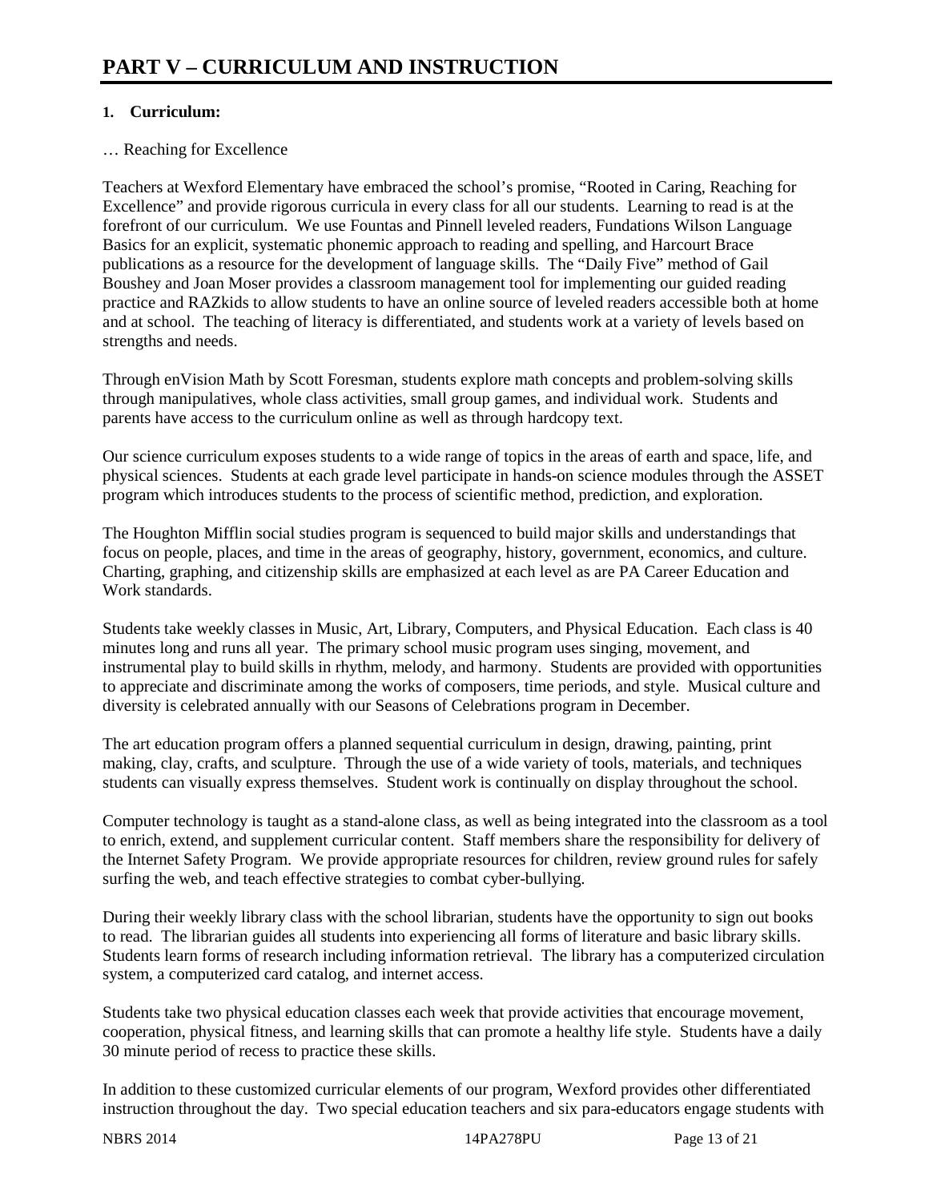# PART V – CURRICULUM AND INSTRUCTION

**1. Curriculum:**

… Reaching for Excellence

Teachers at Wexford Elementary have embraced the school's promise, "Rooted in Caring, Reaching for Excellence" and provide rigorous curricula in every class for all our students. Learning to read is at the forefront of our curriculum. We use Fountas and Pinnell leveled readers, Fundations Wilson Language Basics for an explicit, systematic phonemic approach to reading and spelling, and Harcourt Brace publications as a resource for the development of language skills. The "Daily Five" method of Gail Boushey and Joan Moser provides a classroom management tool for implementing our guided reading practice and RAZkids to allow students to have an online source of leveled readers accessible both at home and at school. The teaching of literacy is differentiated, and students work at a variety of levels based on strengths and needs.

Through enVision Math by Scott Foresman, students explore math concepts and problem-solving skills through manipulatives, whole class activities, small group games, and individual work. Students and parents have access to the curriculum online as well as through hardcopy text.

Our science curriculum exposes students to a wide range of topics in the areas of earth and space, life, and physical sciences. Students at each grade level participate in hands-on science modules through the ASSET program which introduces students to the process of scientific method, prediction, and exploration.

The Houghton Mifflin social studies program is sequenced to build major skills and understandings that focus on people, places, and time in the areas of geography, history, government, economics, and culture. Charting, graphing, and citizenship skills are emphasized at each level as are PA Career Education and Work standards.

Students take weekly classes in Music, Art, Library, Computers, and Physical Education. Each class is 40 minutes long and runs all year. The primary school music program uses singing, movement, and instrumental play to build skills in rhythm, melody, and harmony. Students are provided with opportunities to appreciate and discriminate among the works of composers, time periods, and style. Musical culture and diversity is celebrated annually with our Seasons of Celebrations program in December.

The art education program offers a planned sequential curriculum in design, drawing, painting, print making, clay, crafts, and sculpture. Through the use of a wide variety of tools, materials, and techniques students can visually express themselves. Student work is continually on display throughout the school.

Computer technology is taught as a stand-alone class, as well as being integrated into the classroom as a tool to enrich, extend, and supplement curricular content. Staff members share the responsibility for delivery of the Internet Safety Program. We provide appropriate resources for children, review ground rules for safely surfing the web, and teach effective strategies to combat cyber-bullying.

During their weekly library class with the school librarian, students have the opportunity to sign out books to read. The librarian guides all students into experiencing all forms of literature and basic library skills. Students learn forms of research including information retrieval. The library has a computerized circulation system, a computerized card catalog, and internet access.

Students take two physical education classes each week that provide activities that encourage movement, cooperation, physical fitness, and learning skills that can promote a healthy life style. Students have a daily 30 minute period of recess to practice these skills.

In addition to these customized curricular elements of our program, Wexford provides other differentiated instruction throughout the day. Two special education teachers and six para-educators engage students with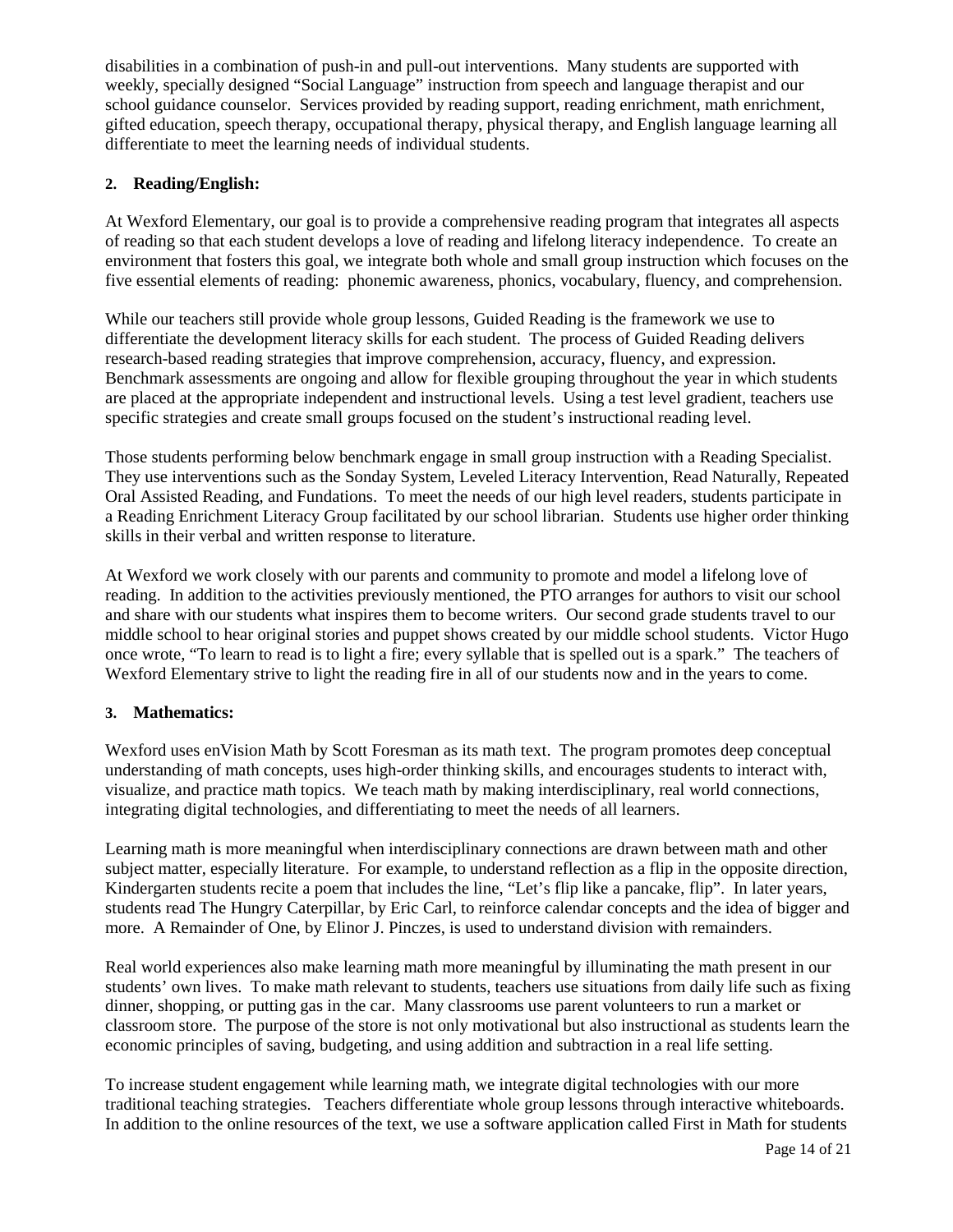disabilities in a combination of push-in and pull-out interventions. Many students are supported with weekly, specially designed "Social Language" instruction from speech and language therapist and our school guidance counselor. Services provided by reading support, reading enrichment, math enrichment, gifted education, speech therapy, occupational therapy, physical therapy, and English language learning all differentiate to meet the learning needs of individual students.

**2. Reading/English:**

At Wexford Elementary, our goal is to provide a comprehensive reading program that integrates all aspects of reading so that each student develops a love of reading and lifelong literacy independence. To create an environment that fosters this goal, we integrate both whole and small group instruction which focuses on the five essential elements of reading: phonemic awareness, phonics, vocabulary, fluency, and comprehension.

While our teachers still provide whole group lessons, Guided Reading is the framework we use to differentiate the development literacy skills for each student. The process of Guided Reading delivers research-based reading strategies that improve comprehension, accuracy, fluency, and expression. Benchmark assessments are ongoing and allow for flexible grouping throughout the year in which students are placed at the appropriate independent and instructional levels. Using a test level gradient, teachers use specific strategies and create small groups focused on the student's instructional reading level.

Those students performing below benchmark engage in small group instruction with a Reading Specialist. They use interventions such as the Sonday System, Leveled Literacy Intervention, Read Naturally, Repeated Oral Assisted Reading, and Fundations. To meet the needs of our high level readers, students participate in a Reading Enrichment Literacy Group facilitated by our school librarian. Students use higher order thinking skills in their verbal and written response to literature.

At Wexford we work closely with our parents and community to promote and model a lifelong love of reading. In addition to the activities previously mentioned, the PTO arranges for authors to visit our school and share with our students what inspires them to become writers. Our second grade students travel to our middle school to hear original stories and puppet shows created by our middle school students. Victor Hugo once wrote, "To learn to read is to light a fire; every syllable that is spelled out is a spark." The teachers of Wexford Elementary strive to light the reading fire in all of our students now and in the years to come.

**3. Mathematics:**

Wexford uses enVision Math by Scott Foresman as its math text. The program promotes deep conceptual understanding of math concepts, uses high-order thinking skills, and encourages students to interact with, visualize, and practice math topics. We teach math by making interdisciplinary, real world connections, integrating digital technologies, and differentiating to meet the needs of all learners.

Learning math is more meaningful when interdisciplinary connections are drawn between math and other subject matter, especially literature. For example, to understand reflection as a flip in the opposite direction, Kindergarten students recite a poem that includes the line, "Let's flip like a pancake, flip". In later years, students read The Hungry Caterpillar, by Eric Carl, to reinforce calendar concepts and the idea of bigger and more. A Remainder of One, by Elinor J. Pinczes, is used to understand division with remainders.

Real world experiences also make learning math more meaningful by illuminating the math present in our students' own lives. To make math relevant to students, teachers use situations from daily life such as fixing dinner, shopping, or putting gas in the car. Many classrooms use parent volunteers to run a market or classroom store. The purpose of the store is not only motivational but also instructional as students learn the economic principles of saving, budgeting, and using addition and subtraction in a real life setting.

To increase student engagement while learning math, we integrate digital technologies with our more traditional teaching strategies. Teachers differentiate whole group lessons through interactive whiteboards. In addition to the online resources of the text, we use a software application called First in Math for students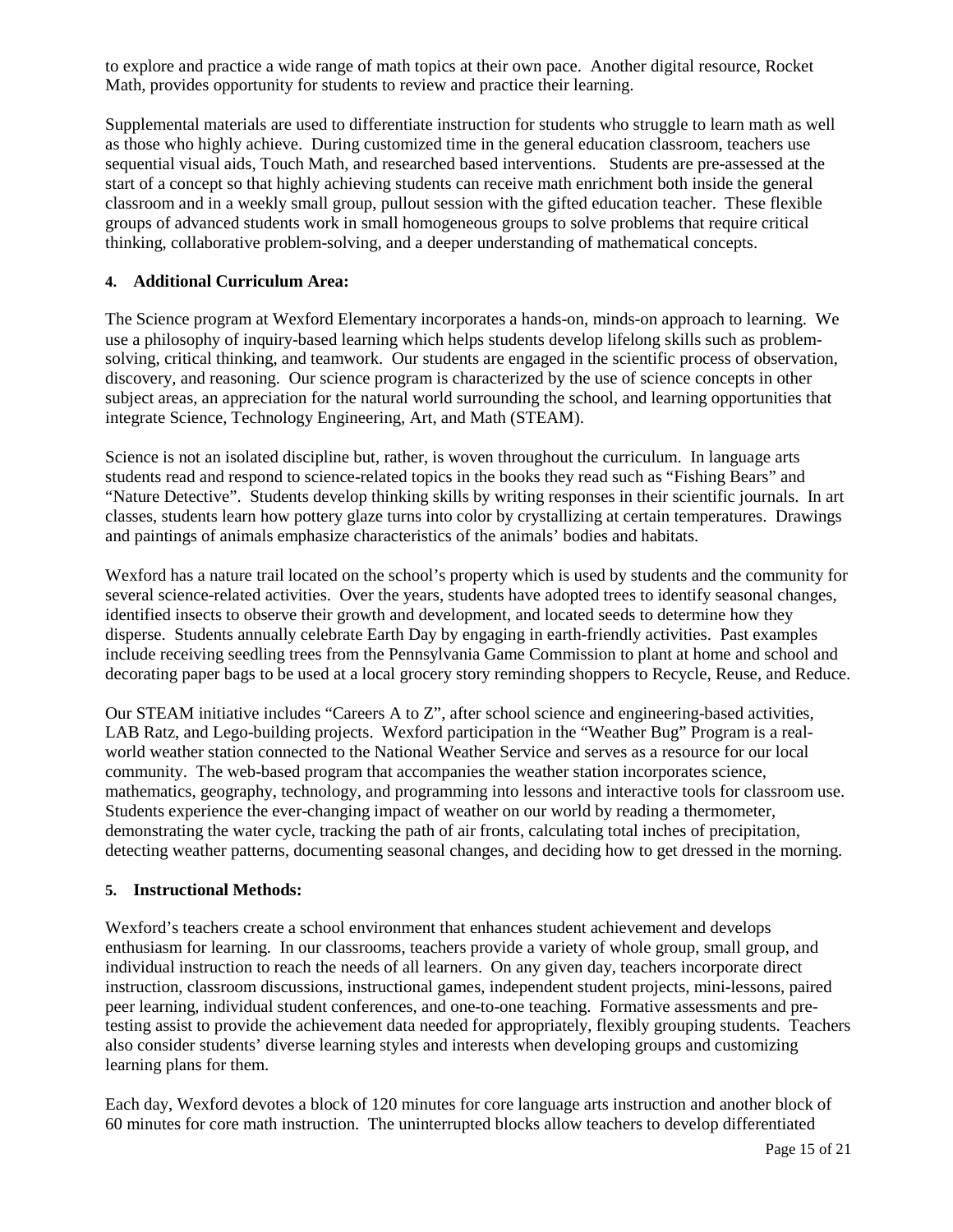to explore and practice a wide range of math topics at their own pace. Another digital resource, Rocket Math, provides opportunity for students to review and practice their learning.

Supplemental materials are used to differentiate instruction for students who struggle to learn math as well as those who highly achieve. During customized time in the general education classroom, teachers use sequential visual aids, Touch Math, and researched based interventions. Students are pre-assessed at the start of a concept so that highly achieving students can receive math enrichment both inside the general classroom and in a weekly small group, pullout session with the gifted education teacher. These flexible groups of advanced students work in small homogeneous groups to solve problems that require critical thinking, collaborative problem-solving, and a deeper understanding of mathematical concepts.

**4. Additional Curriculum Area:**

The Science program at Wexford Elementary incorporates a hands-on, minds-on approach to learning. We use a philosophy of inquiry-based learning which helps students develop lifelong skills such as problem-solving, critical thinking, and teamwork. Our students are engaged in the scientific process of observation, discovery, and reasoning. Our science program is characterized by the use of science concepts in other subject areas, an appreciation for the natural world surrounding the school, and learning opportunities that integrate Science, Technology Engineering, Art, and Math (STEAM).

Science is not an isolated discipline but, rather, is woven throughout the curriculum. In language arts students read and respond to science-related topics in the books they read such as "Fishing Bears" and "Nature Detective". Students develop thinking skills by writing responses in their scientific journals. In art classes, students learn how pottery glaze turns into color by crystallizing at certain temperatures. Drawings and paintings of animals emphasize characteristics of the animals' bodies and habitats.

Wexford has a nature trail located on the school's property which is used by students and the community for several science-related activities. Over the years, students have adopted trees to identify seasonal changes, identified insects to observe their growth and development, and located seeds to determine how they disperse. Students annually celebrate Earth Day by engaging in earth-friendly activities. Past examples include receiving seedling trees from the Pennsylvania Game Commission to plant at home and school and decorating paper bags to be used at a local grocery story reminding shoppers to Recycle, Reuse, and Reduce.

Our STEAM initiative includes "Careers A to Z", after school science and engineering-based activities, LAB Ratz, and Lego-building projects. Wexford participation in the "Weather Bug" Program is a real-world weather station connected to the National Weather Service and serves as a resource for our local community. The web-based program that accompanies the weather station incorporates science, mathematics, geography, technology, and programming into lessons and interactive tools for classroom use. Students experience the ever-changing impact of weather on our world by reading a thermometer, demonstrating the water cycle, tracking the path of air fronts, calculating total inches of precipitation, detecting weather patterns, documenting seasonal changes, and deciding how to get dressed in the morning.

**5. Instructional Methods:**

Wexford's teachers create a school environment that enhances student achievement and develops enthusiasm for learning. In our classrooms, teachers provide a variety of whole group, small group, and individual instruction to reach the needs of all learners. On any given day, teachers incorporate direct instruction, classroom discussions, instructional games, independent student projects, mini-lessons, paired peer learning, individual student conferences, and one-to-one teaching. Formative assessments and pre-testing assist to provide the achievement data needed for appropriately, flexibly grouping students. Teachers also consider students' diverse learning styles and interests when developing groups and customizing learning plans for them.

Each day, Wexford devotes a block of 120 minutes for core language arts instruction and another block of 60 minutes for core math instruction. The uninterrupted blocks allow teachers to develop differentiated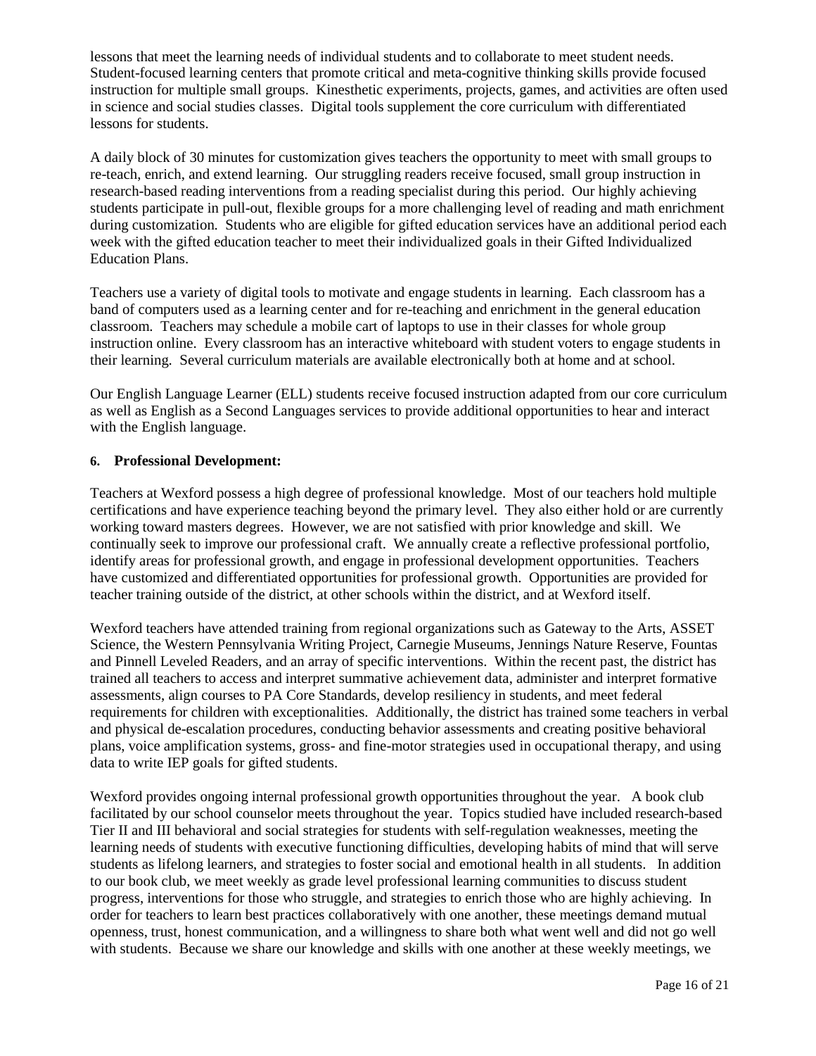lessons that meet the learning needs of individual students and to collaborate to meet student needs. Student-focused learning centers that promote critical and meta-cognitive thinking skills provide focused instruction for multiple small groups. Kinesthetic experiments, projects, games, and activities are often used in science and social studies classes. Digital tools supplement the core curriculum with differentiated lessons for students.

A daily block of 30 minutes for customization gives teachers the opportunity to meet with small groups to re-teach, enrich, and extend learning. Our struggling readers receive focused, small group instruction in research-based reading interventions from a reading specialist during this period. Our highly achieving students participate in pull-out, flexible groups for a more challenging level of reading and math enrichment during customization. Students who are eligible for gifted education services have an additional period each week with the gifted education teacher to meet their individualized goals in their Gifted Individualized Education Plans.

Teachers use a variety of digital tools to motivate and engage students in learning. Each classroom has a band of computers used as a learning center and for re-teaching and enrichment in the general education classroom. Teachers may schedule a mobile cart of laptops to use in their classes for whole group instruction online. Every classroom has an interactive whiteboard with student voters to engage students in their learning. Several curriculum materials are available electronically both at home and at school.

Our English Language Learner (ELL) students receive focused instruction adapted from our core curriculum as well as English as a Second Languages services to provide additional opportunities to hear and interact with the English language.

**6. Professional Development:**

Teachers at Wexford possess a high degree of professional knowledge. Most of our teachers hold multiple certifications and have experience teaching beyond the primary level. They also either hold or are currently working toward masters degrees. However, we are not satisfied with prior knowledge and skill. We continually seek to improve our professional craft. We annually create a reflective professional portfolio, identify areas for professional growth, and engage in professional development opportunities. Teachers have customized and differentiated opportunities for professional growth. Opportunities are provided for teacher training outside of the district, at other schools within the district, and at Wexford itself.

Wexford teachers have attended training from regional organizations such as Gateway to the Arts, ASSET Science, the Western Pennsylvania Writing Project, Carnegie Museums, Jennings Nature Reserve, Fountas and Pinnell Leveled Readers, and an array of specific interventions. Within the recent past, the district has trained all teachers to access and interpret summative achievement data, administer and interpret formative assessments, align courses to PA Core Standards, develop resiliency in students, and meet federal requirements for children with exceptionalities. Additionally, the district has trained some teachers in verbal and physical de-escalation procedures, conducting behavior assessments and creating positive behavioral plans, voice amplification systems, gross- and fine-motor strategies used in occupational therapy, and using data to write IEP goals for gifted students.

Wexford provides ongoing internal professional growth opportunities throughout the year. A book club facilitated by our school counselor meets throughout the year. Topics studied have included research-based Tier II and III behavioral and social strategies for students with self-regulation weaknesses, meeting the learning needs of students with executive functioning difficulties, developing habits of mind that will serve students as lifelong learners, and strategies to foster social and emotional health in all students. In addition to our book club, we meet weekly as grade level professional learning communities to discuss student progress, interventions for those who struggle, and strategies to enrich those who are highly achieving. In order for teachers to learn best practices collaboratively with one another, these meetings demand mutual openness, trust, honest communication, and a willingness to share both what went well and did not go well with students. Because we share our knowledge and skills with one another at these weekly meetings, we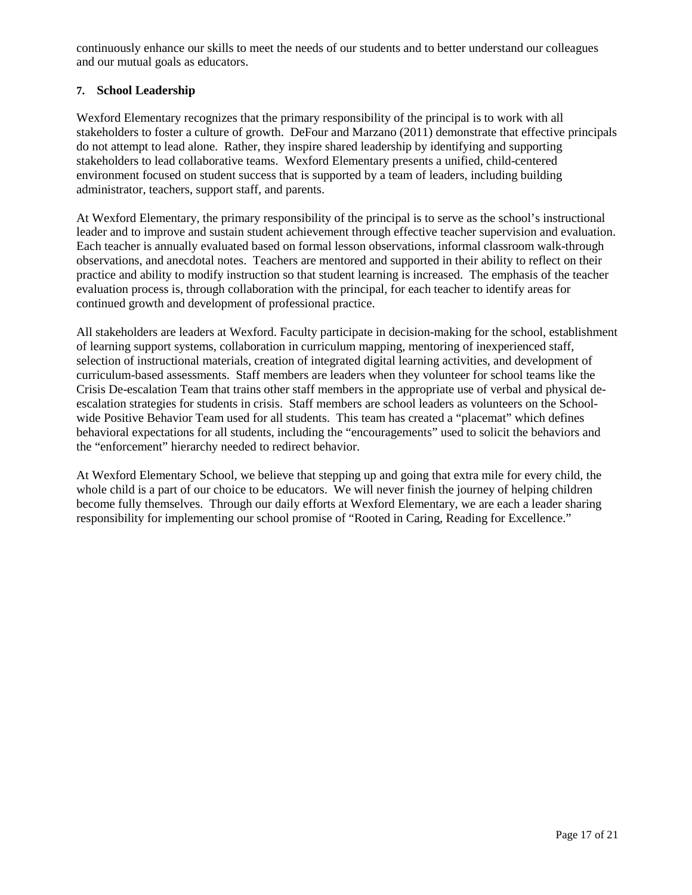continuously enhance our skills to meet the needs of our students and to better understand our colleagues and our mutual goals as educators.

## 7. School Leadership

Wexford Elementary recognizes that the primary responsibility of the principal is to work with all stakeholders to foster a culture of growth. DeFour and Marzano (2011) demonstrate that effective principals do not attempt to lead alone. Rather, they inspire shared leadership by identifying and supporting stakeholders to lead collaborative teams. Wexford Elementary presents a unified, child-centered environment focused on student success that is supported by a team of leaders, including building administrator, teachers, support staff, and parents.

At Wexford Elementary, the primary responsibility of the principal is to serve as the school's instructional leader and to improve and sustain student achievement through effective teacher supervision and evaluation. Each teacher is annually evaluated based on formal lesson observations, informal classroom walk-through observations, and anecdotal notes. Teachers are mentored and supported in their ability to reflect on their practice and ability to modify instruction so that student learning is increased. The emphasis of the teacher evaluation process is, through collaboration with the principal, for each teacher to identify areas for continued growth and development of professional practice.

All stakeholders are leaders at Wexford. Faculty participate in decision-making for the school, establishment of learning support systems, collaboration in curriculum mapping, mentoring of inexperienced staff, selection of instructional materials, creation of integrated digital learning activities, and development of curriculum-based assessments. Staff members are leaders when they volunteer for school teams like the Crisis De-escalation Team that trains other staff members in the appropriate use of verbal and physical de-escalation strategies for students in crisis. Staff members are school leaders as volunteers on the School-wide Positive Behavior Team used for all students. This team has created a "placemat" which defines behavioral expectations for all students, including the "encouragements" used to solicit the behaviors and the "enforcement" hierarchy needed to redirect behavior.

At Wexford Elementary School, we believe that stepping up and going that extra mile for every child, the whole child is a part of our choice to be educators. We will never finish the journey of helping children become fully themselves. Through our daily efforts at Wexford Elementary, we are each a leader sharing responsibility for implementing our school promise of "Rooted in Caring, Reading for Excellence."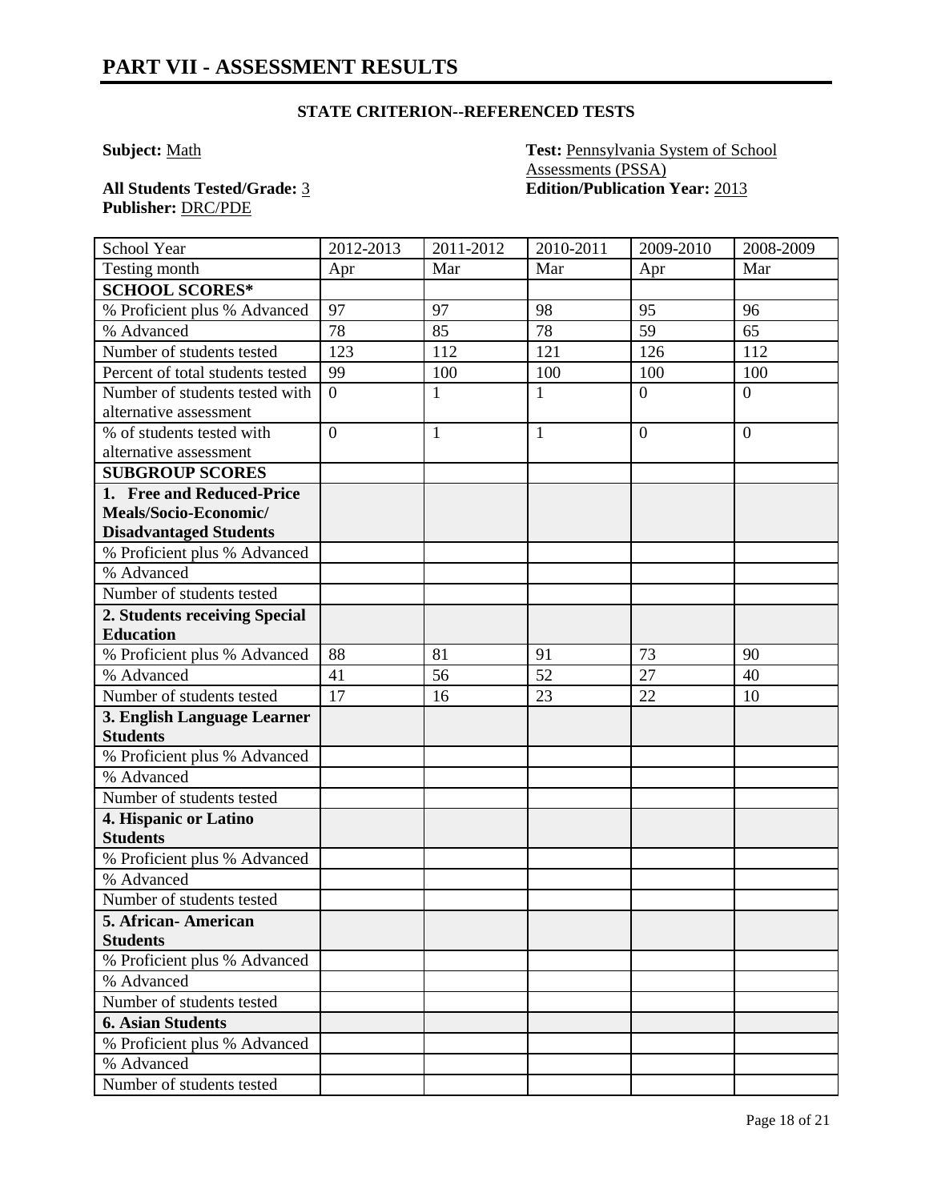# PART VII - ASSESSMENT RESULTS

**STATE CRITERION--REFERENCED TESTS**

**Subject:** Math

**Test:** Pennsylvania System of School Assessments (PSSA)

**All Students Tested/Grade:** 3

**Edition/Publication Year:** 2013

**Publisher:** DRC/PDE

| School Year | 2012-2013 | 2011-2012 | 2010-2011 | 2009-2010 | 2008-2009 |
|---|---|---|---|---|---|
| Testing month | Apr | Mar | Mar | Apr | Mar |
| **SCHOOL SCORES*** | | | | | |
| % Proficient plus % Advanced | 97 | 97 | 98 | 95 | 96 |
| % Advanced | 78 | 85 | 78 | 59 | 65 |
| Number of students tested | 123 | 112 | 121 | 126 | 112 |
| Percent of total students tested | 99 | 100 | 100 | 100 | 100 |
| Number of students tested with alternative assessment | 0 | 1 | 1 | 0 | 0 |
| % of students tested with alternative assessment | 0 | 1 | 1 | 0 | 0 |
| **SUBGROUP SCORES** | | | | | |
| **1. Free and Reduced-Price Meals/Socio-Economic/ Disadvantaged Students** | | | | | |
| % Proficient plus % Advanced | | | | | |
| % Advanced | | | | | |
| Number of students tested | | | | | |
| **2. Students receiving Special Education** | | | | | |
| % Proficient plus % Advanced | 88 | 81 | 91 | 73 | 90 |
| % Advanced | 41 | 56 | 52 | 27 | 40 |
| Number of students tested | 17 | 16 | 23 | 22 | 10 |
| **3. English Language Learner Students** | | | | | |
| % Proficient plus % Advanced | | | | | |
| % Advanced | | | | | |
| Number of students tested | | | | | |
| **4. Hispanic or Latino Students** | | | | | |
| % Proficient plus % Advanced | | | | | |
| % Advanced | | | | | |
| Number of students tested | | | | | |
| **5. African- American Students** | | | | | |
| % Proficient plus % Advanced | | | | | |
| % Advanced | | | | | |
| Number of students tested | | | | | |
| **6. Asian Students** | | | | | |
| % Proficient plus % Advanced | | | | | |
| % Advanced | | | | | |
| Number of students tested | | | | | |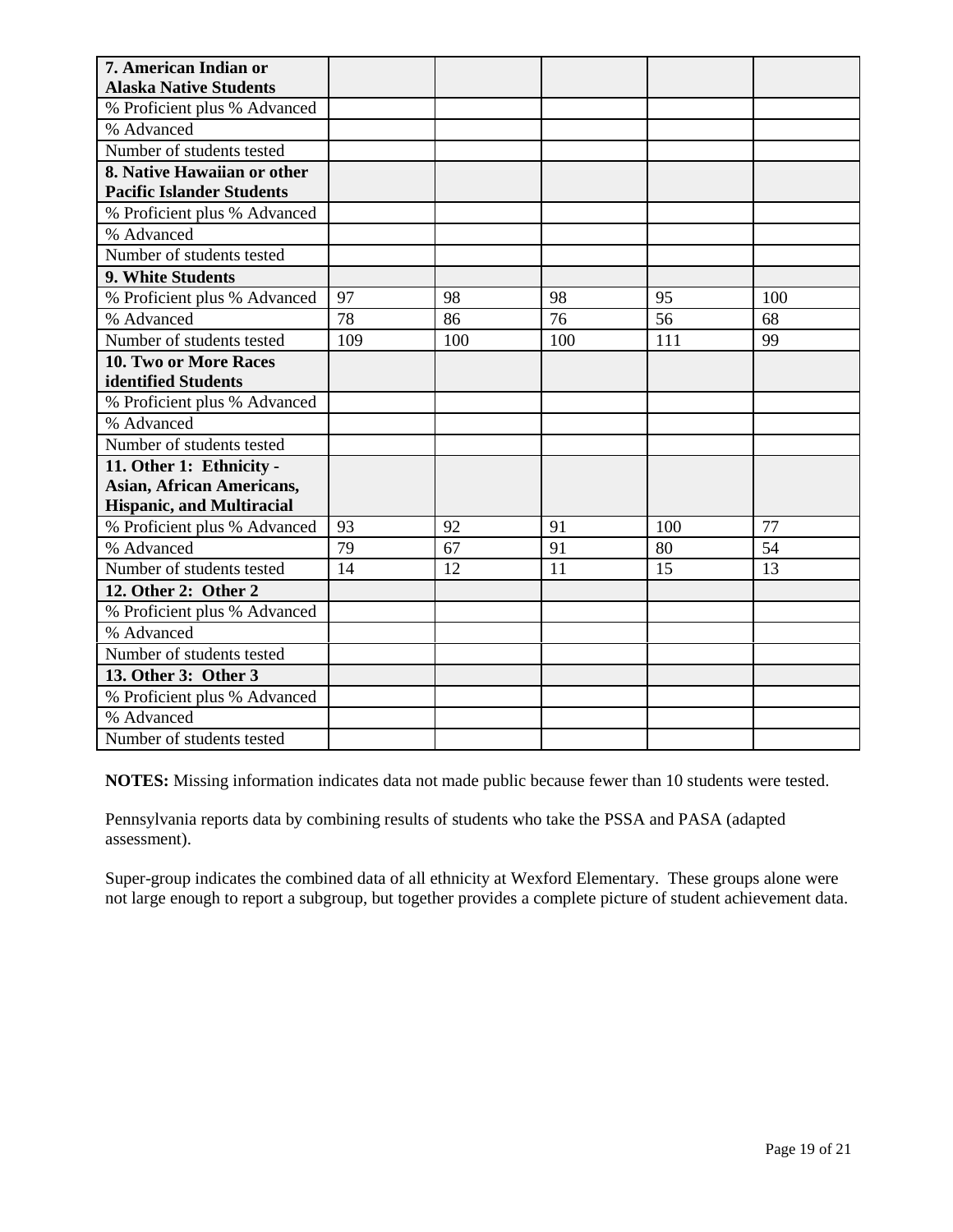| | | | | | |
|---|---|---|---|---|---|
| **7. American Indian or Alaska Native Students** | | | | | |
| % Proficient plus % Advanced | | | | | |
| % Advanced | | | | | |
| Number of students tested | | | | | |
| **8. Native Hawaiian or other Pacific Islander Students** | | | | | |
| % Proficient plus % Advanced | | | | | |
| % Advanced | | | | | |
| Number of students tested | | | | | |
| **9. White Students** | | | | | |
| % Proficient plus % Advanced | 97 | 98 | 98 | 95 | 100 |
| % Advanced | 78 | 86 | 76 | 56 | 68 |
| Number of students tested | 109 | 100 | 100 | 111 | 99 |
| **10. Two or More Races identified Students** | | | | | |
| % Proficient plus % Advanced | | | | | |
| % Advanced | | | | | |
| Number of students tested | | | | | |
| **11. Other 1: Ethnicity - Asian, African Americans, Hispanic, and Multiracial** | | | | | |
| % Proficient plus % Advanced | 93 | 92 | 91 | 100 | 77 |
| % Advanced | 79 | 67 | 91 | 80 | 54 |
| Number of students tested | 14 | 12 | 11 | 15 | 13 |
| **12. Other 2: Other 2** | | | | | |
| % Proficient plus % Advanced | | | | | |
| % Advanced | | | | | |
| Number of students tested | | | | | |
| **13. Other 3: Other 3** | | | | | |
| % Proficient plus % Advanced | | | | | |
| % Advanced | | | | | |
| Number of students tested | | | | | |

**NOTES:** Missing information indicates data not made public because fewer than 10 students were tested.

Pennsylvania reports data by combining results of students who take the PSSA and PASA (adapted assessment).

Super-group indicates the combined data of all ethnicity at Wexford Elementary. These groups alone were not large enough to report a subgroup, but together provides a complete picture of student achievement data.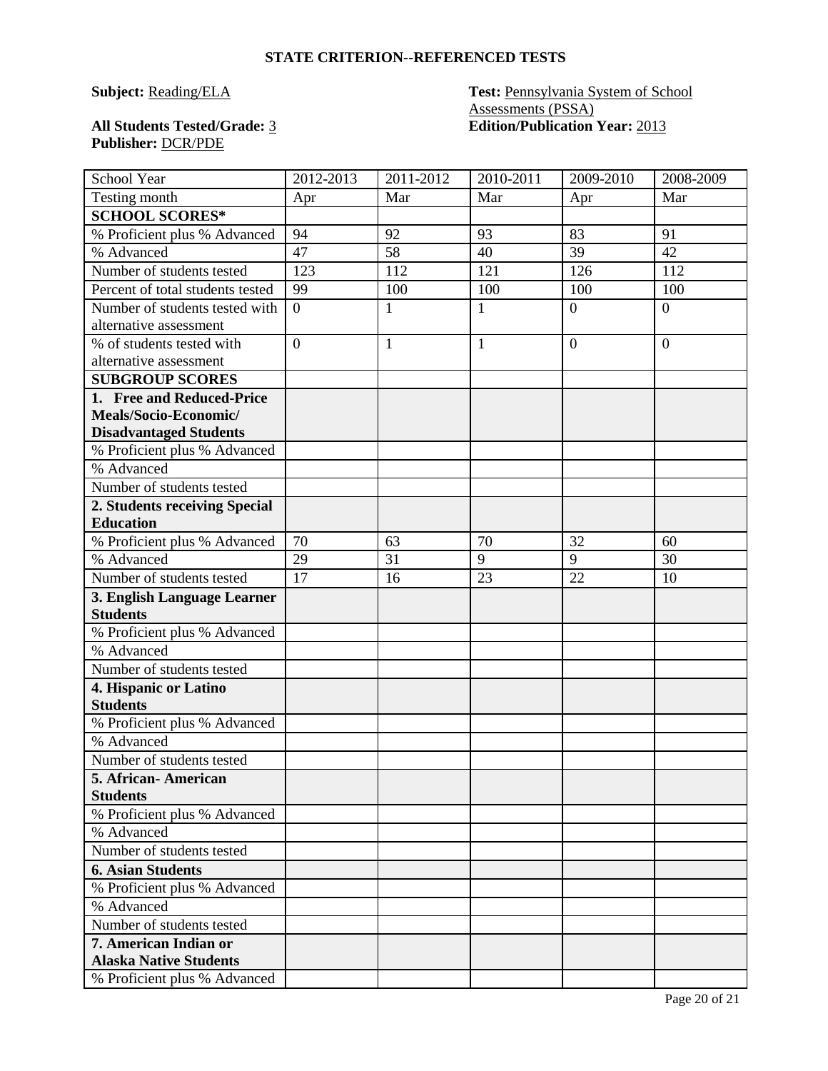### STATE CRITERION--REFERENCED TESTS

**Subject:** Reading/ELA

**Test:** Pennsylvania System of School Assessments (PSSA)

**All Students Tested/Grade:** 3

**Edition/Publication Year:** 2013

**Publisher:** DCR/PDE

| School Year | 2012-2013 | 2011-2012 | 2010-2011 | 2009-2010 | 2008-2009 |
|---|---|---|---|---|---|
| Testing month | Apr | Mar | Mar | Apr | Mar |
| **SCHOOL SCORES*** | | | | | |
| % Proficient plus % Advanced | 94 | 92 | 93 | 83 | 91 |
| % Advanced | 47 | 58 | 40 | 39 | 42 |
| Number of students tested | 123 | 112 | 121 | 126 | 112 |
| Percent of total students tested | 99 | 100 | 100 | 100 | 100 |
| Number of students tested with alternative assessment | 0 | 1 | 1 | 0 | 0 |
| % of students tested with alternative assessment | 0 | 1 | 1 | 0 | 0 |
| **SUBGROUP SCORES** | | | | | |
| **1. Free and Reduced-Price Meals/Socio-Economic/ Disadvantaged Students** | | | | | |
| % Proficient plus % Advanced | | | | | |
| % Advanced | | | | | |
| Number of students tested | | | | | |
| **2. Students receiving Special Education** | | | | | |
| % Proficient plus % Advanced | 70 | 63 | 70 | 32 | 60 |
| % Advanced | 29 | 31 | 9 | 9 | 30 |
| Number of students tested | 17 | 16 | 23 | 22 | 10 |
| **3. English Language Learner Students** | | | | | |
| % Proficient plus % Advanced | | | | | |
| % Advanced | | | | | |
| Number of students tested | | | | | |
| **4. Hispanic or Latino Students** | | | | | |
| % Proficient plus % Advanced | | | | | |
| % Advanced | | | | | |
| Number of students tested | | | | | |
| **5. African- American Students** | | | | | |
| % Proficient plus % Advanced | | | | | |
| % Advanced | | | | | |
| Number of students tested | | | | | |
| **6. Asian Students** | | | | | |
| % Proficient plus % Advanced | | | | | |
| % Advanced | | | | | |
| Number of students tested | | | | | |
| **7. American Indian or Alaska Native Students** | | | | | |
| % Proficient plus % Advanced | | | | | |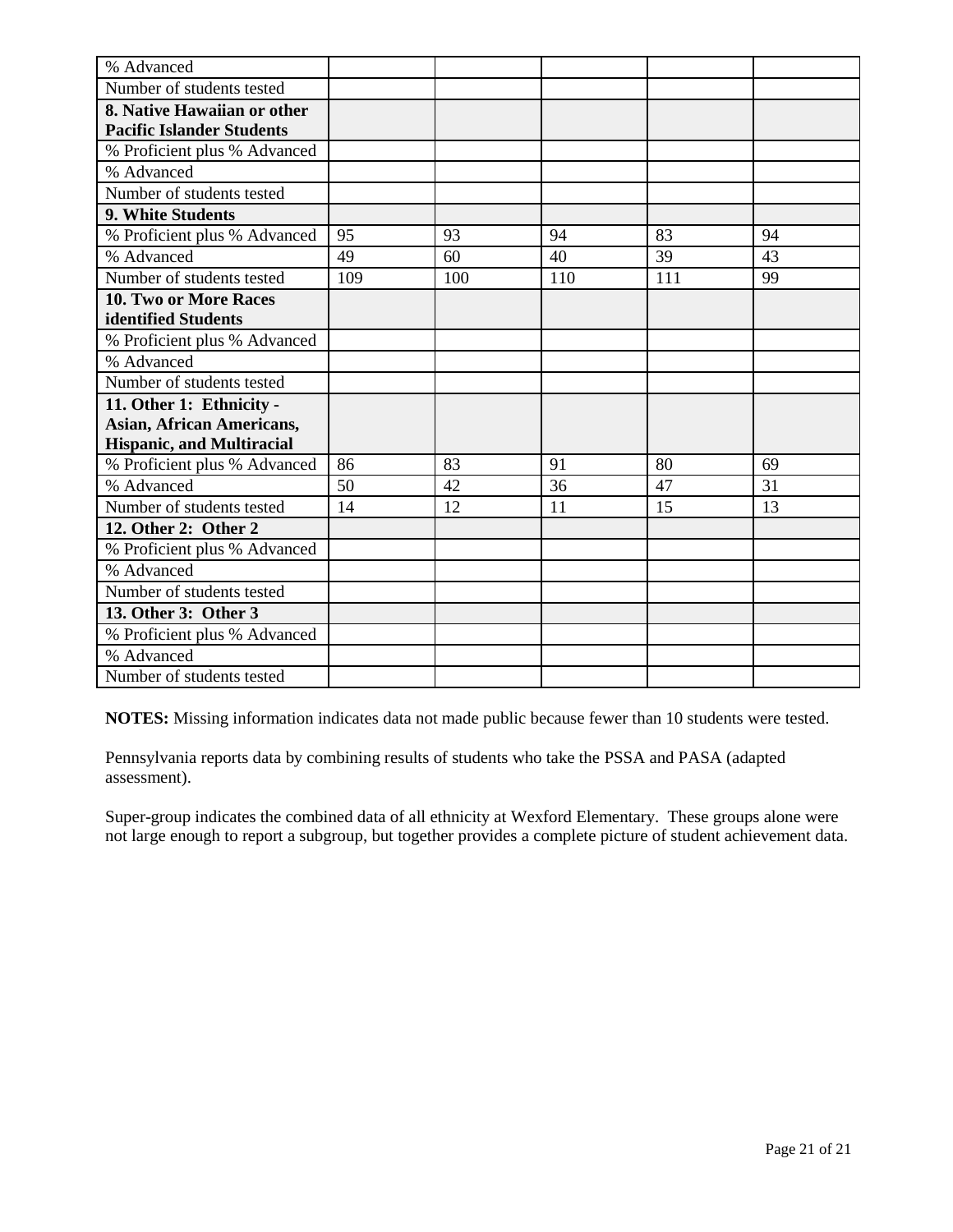| | | | | | |
|---|---|---|---|---|---|
| % Advanced | | | | | |
| Number of students tested | | | | | |
| **8. Native Hawaiian or other Pacific Islander Students** | | | | | |
| % Proficient plus % Advanced | | | | | |
| % Advanced | | | | | |
| Number of students tested | | | | | |
| **9. White Students** | | | | | |
| % Proficient plus % Advanced | 95 | 93 | 94 | 83 | 94 |
| % Advanced | 49 | 60 | 40 | 39 | 43 |
| Number of students tested | 109 | 100 | 110 | 111 | 99 |
| **10. Two or More Races identified Students** | | | | | |
| % Proficient plus % Advanced | | | | | |
| % Advanced | | | | | |
| Number of students tested | | | | | |
| **11. Other 1: Ethnicity - Asian, African Americans, Hispanic, and Multiracial** | | | | | |
| % Proficient plus % Advanced | 86 | 83 | 91 | 80 | 69 |
| % Advanced | 50 | 42 | 36 | 47 | 31 |
| Number of students tested | 14 | 12 | 11 | 15 | 13 |
| **12. Other 2: Other 2** | | | | | |
| % Proficient plus % Advanced | | | | | |
| % Advanced | | | | | |
| Number of students tested | | | | | |
| **13. Other 3: Other 3** | | | | | |
| % Proficient plus % Advanced | | | | | |
| % Advanced | | | | | |
| Number of students tested | | | | | |

**NOTES:** Missing information indicates data not made public because fewer than 10 students were tested.

Pennsylvania reports data by combining results of students who take the PSSA and PASA (adapted assessment).

Super-group indicates the combined data of all ethnicity at Wexford Elementary. These groups alone were not large enough to report a subgroup, but together provides a complete picture of student achievement data.